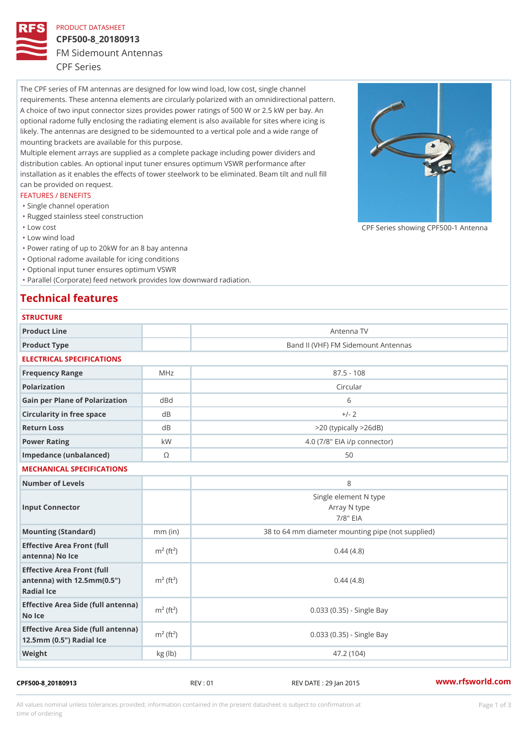PRODUCT DATASHEET

# CPF500-8_20180913

## FM Sidemount Antennas

CPF Series

The CPF series of FM antennas are designed for low wind load, low cost, single channel requirements. These antenna elements are circularly polarized with an omnidirectional pattern. A choice of two input connector sizes provides power ratings of 500 W or 2.5 kW per bay. An optional radome fully enclosing the radiating element is also available for sites where icing is likely. The antennas are designed to be sidemounted to a vertical pole and a wide range of mounting brackets are available for this purpose.

Multiple element arrays are supplied as a complete package including power dividers and distribution cables. An optional input tuner ensures optimum VSWR performance after installation as it enables the effects of tower steelwork to be eliminated. Beam tilt and null fill can be provided on request.

CPF Series showing CPF500-1 Antenna

FEATURES / BENEFITS

- Single channel operation
- Rugged stainless steel construction
- Low cost
- Low wind load
- Power rating of up to 20kW for an 8 bay antenna
- Optional radome available for icing conditions
- Optional input tuner ensures optimum VSWR
- Parallel (Corporate) feed network provides low downward radiation.

## Technical features

### STRUCTURE

| | | |
|---|---|---|
| Product Line | | Antenna TV |
| Product Type | | Band II (VHF) FM Sidemount Antennas |

### ELECTRICAL SPECIFICATIONS

| | | |
|---|---|---|
| Frequency Range | MHz | 87.5 - 108 |
| Polarization | | Circular |
| Gain per Plane of Polarization | dBd | 6 |
| Circularity in free space | dB | +/- 2 |
| Return Loss | dB | >20 (typically >26dB) |
| Power Rating | kW | 4.0 (7/8" EIA i/p connector) |
| Impedance (unbalanced) | Ω | 50 |

### MECHANICAL SPECIFICATIONS

| | | |
|---|---|---|
| Number of Levels | | 8 |
| Input Connector | | Single element N type<br>Array N type<br>7/8" EIA |
| Mounting (Standard) | mm (in) | 38 to 64 mm diameter mounting pipe (not supplied) |
| Effective Area Front (full antenna) No Ice | $m^2$ ($ft^2$) | 0.44 (4.8) |
| Effective Area Front (full antenna) with 12.5mm(0.5") Radial Ice | $m^2$ ($ft^2$) | 0.44 (4.8) |
| Effective Area Side (full antenna) No Ice | $m^2$ ($ft^2$) | 0.033 (0.35) - Single Bay |
| Effective Area Side (full antenna) 12.5mm (0.5") Radial Ice | $m^2$ ($ft^2$) | 0.033 (0.35) - Single Bay |
| Weight | kg (lb) | 47.2 (104) |

CPF500-8_20180913 REV : 01 REV DATE : 29 Jan 2015 www.rfsworld.com

All values nominal unless tolerances provided; information contained in the present datasheet is subject to confirmation at time of ordering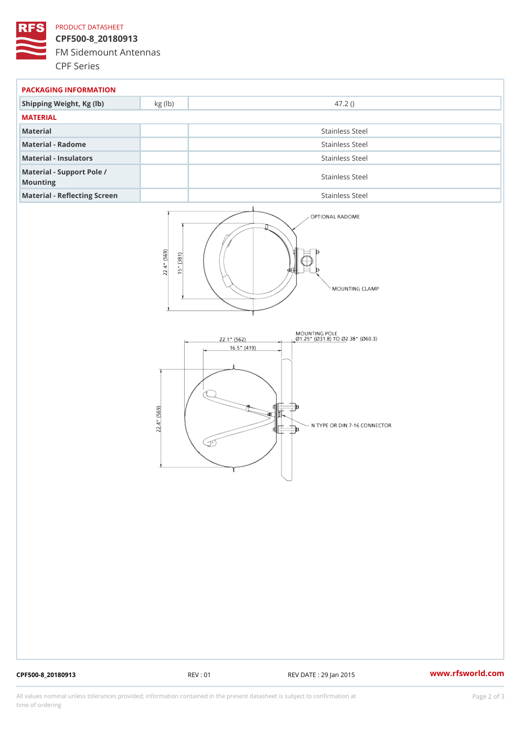PRODUCT DATASHEET

# CPF500-8_20180913

FM Sidemount Antennas

CPF Series

## PACKAGING INFORMATION

| | | |
|---|---|---|
| Shipping Weight, Kg (lb) | kg (lb) | 47.2 () |

## MATERIAL

| | | |
|---|---|---|
| Material | | Stainless Steel |
| Material - Radome | | Stainless Steel |
| Material - Insulators | | Stainless Steel |
| Material - Support Pole / Mounting | | Stainless Steel |
| Material - Reflecting Screen | | Stainless Steel |

OPTIONAL RADOME

MOUNTING CLAMP

22.4" (569)

15" (381)

22.1" (562)

16.5" (419)

MOUNTING POLE Ø1.25" (Ø31.8) TO Ø2.38" (Ø60.3)

N TYPE OR DIN 7-16 CONNECTOR

22.4" (569)

CPF500-8_20180913 REV : 01 REV DATE : 29 Jan 2015 www.rfsworld.com

All values nominal unless tolerances provided; information contained in the present datasheet is subject to confirmation at time of ordering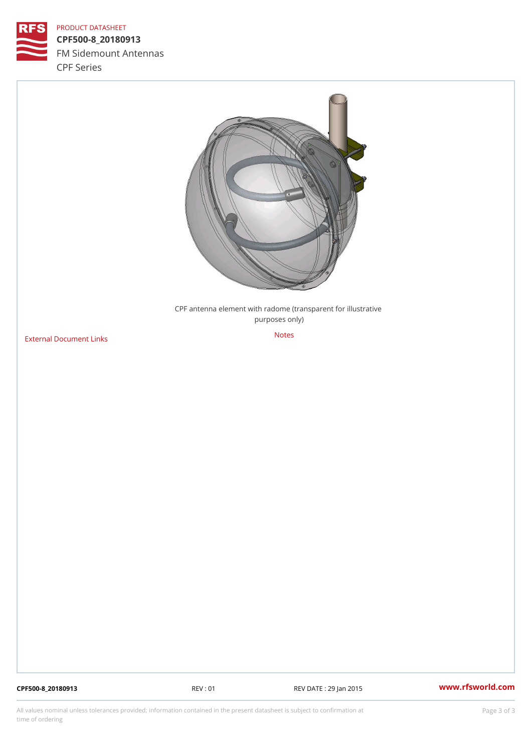CPF antenna element with radome (transparent for illustrative purposes only)

External Document Links

Notes